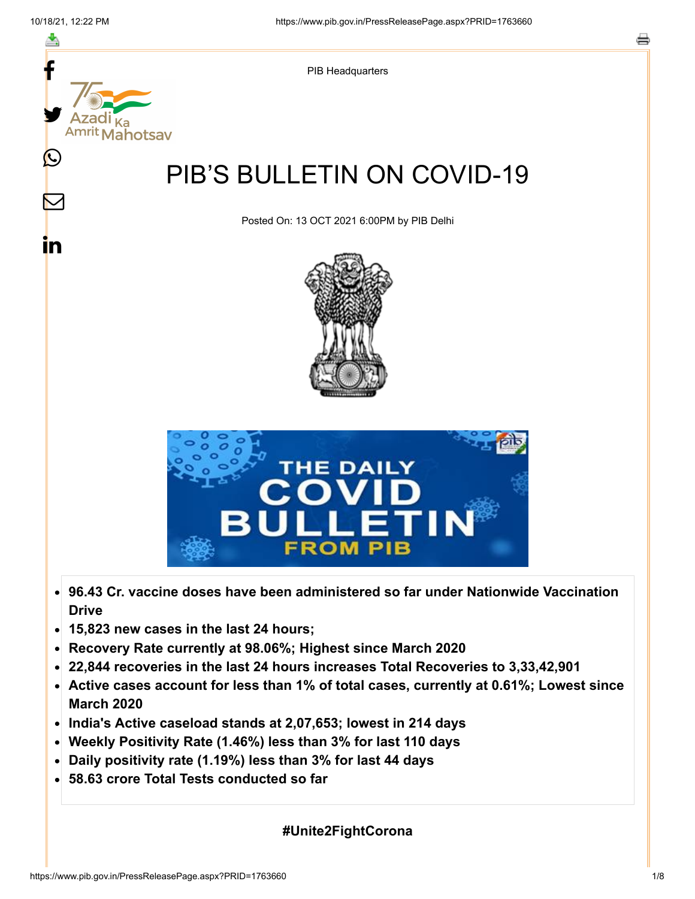PIB Headquarters

# PIB'S BULLETIN ON COVID-19

Posted On: 13 OCT 2021 6:00PM by PIB Delhi

- **96.43 Cr. vaccine doses have been administered so far under Nationwide Vaccination Drive**
- **15,823 new cases in the last 24 hours;**
- **Recovery Rate currently at 98.06%; Highest since March 2020**
- **22,844 recoveries in the last 24 hours increases Total Recoveries to 3,33,42,901**
- **Active cases account for less than 1% of total cases, currently at 0.61%; Lowest since March 2020**
- **India's Active caseload stands at 2,07,653; lowest in 214 days**
- **Weekly Positivity Rate (1.46%) less than 3% for last 110 days**
- **Daily positivity rate (1.19%) less than 3% for last 44 days**
- **58.63 crore Total Tests conducted so far**

**#Unite2FightCorona**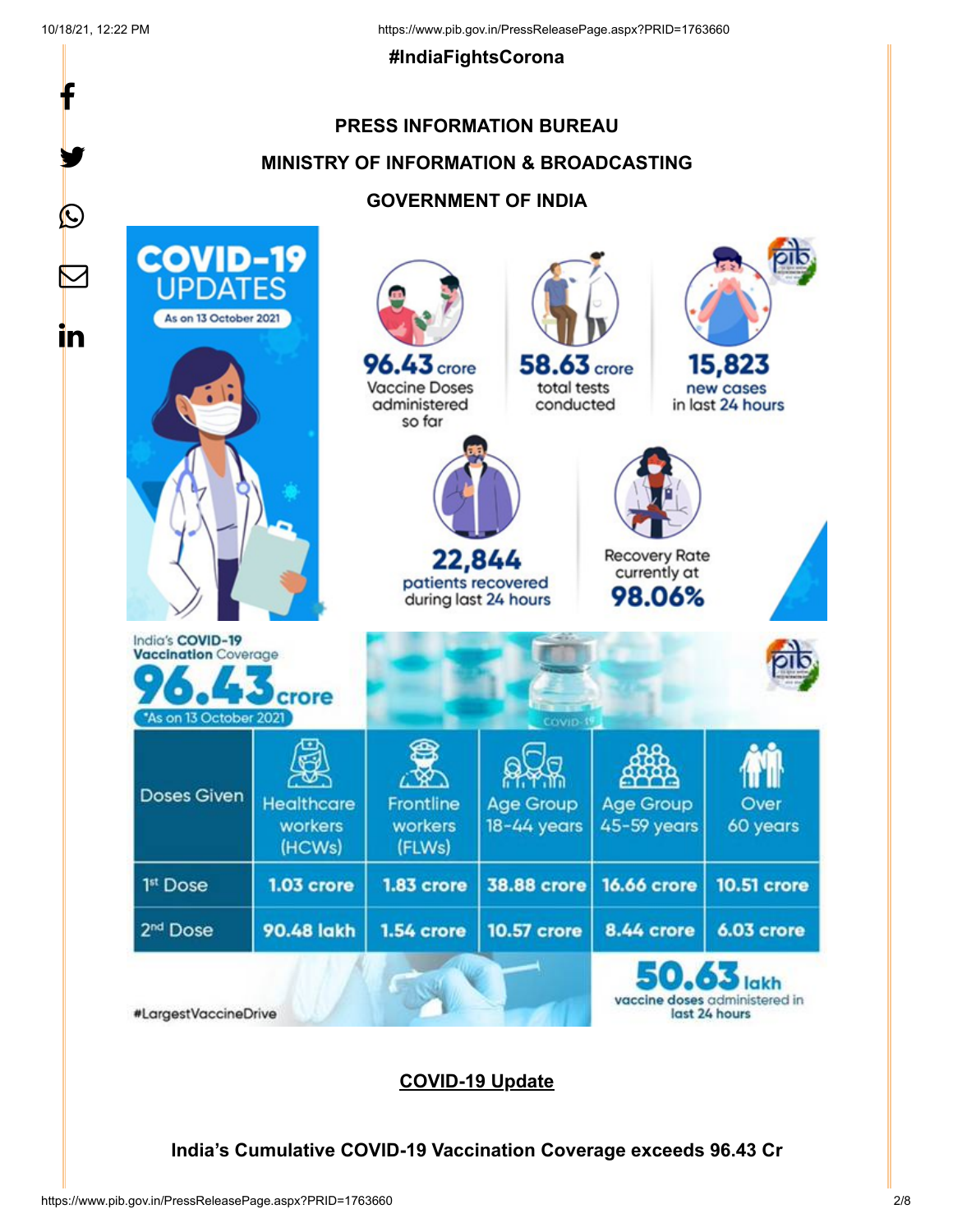**#IndiaFightsCorona**

**PRESS INFORMATION BUREAU**

**MINISTRY OF INFORMATION & BROADCASTING**

**GOVERNMENT OF INDIA**

**COVID-19 UPDATES**

As on 13 October 2021

- **96.43** crore Vaccine Doses administered so far
- **58.63** crore total tests conducted
- **15,823** new cases in last 24 hours
- **22,844** patients recovered during last 24 hours
- Recovery Rate currently at **98.06%**

India's **COVID-19 Vaccination** Coverage

**96.43** crore

*As on 13 October 2021

| Doses Given | Healthcare workers (HCWs) | Frontline workers (FLWs) | Age Group 18-44 years | Age Group 45-59 years | Over 60 years |
|---|---|---|---|---|---|
| 1st Dose | 1.03 crore | 1.83 crore | 38.88 crore | 16.66 crore | 10.51 crore |
| 2nd Dose | 90.48 lakh | 1.54 crore | 10.57 crore | 8.44 crore | 6.03 crore |

**50.63** lakh vaccine doses administered in last 24 hours

#LargestVaccineDrive

**COVID-19 Update**

**India's Cumulative COVID-19 Vaccination Coverage exceeds 96.43 Cr**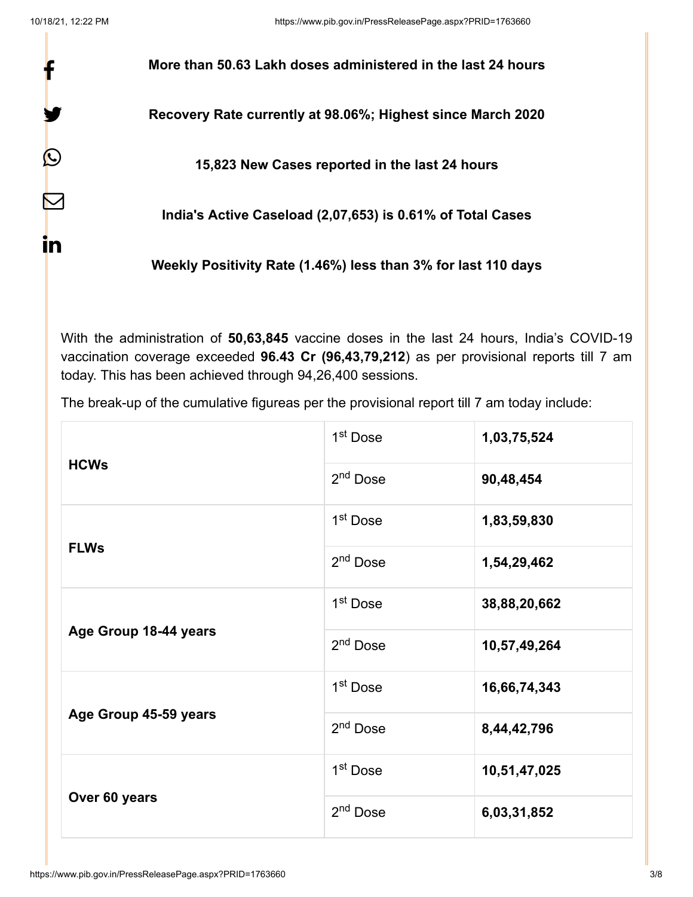**More than 50.63 Lakh doses administered in the last 24 hours**

**Recovery Rate currently at 98.06%; Highest since March 2020**

**15,823 New Cases reported in the last 24 hours**

**India's Active Caseload (2,07,653) is 0.61% of Total Cases**

**Weekly Positivity Rate (1.46%) less than 3% for last 110 days**

With the administration of **50,63,845** vaccine doses in the last 24 hours, India's COVID-19 vaccination coverage exceeded **96.43 Cr (96,43,79,212**) as per provisional reports till 7 am today. This has been achieved through 94,26,400 sessions.

The break-up of the cumulative figureas per the provisional report till 7 am today include:

| | | |
|---|---|---|
| **HCWs** | 1st Dose | **1,03,75,524** |
| | 2nd Dose | **90,48,454** |
| **FLWs** | 1st Dose | **1,83,59,830** |
| | 2nd Dose | **1,54,29,462** |
| **Age Group 18-44 years** | 1st Dose | **38,88,20,662** |
| | 2nd Dose | **10,57,49,264** |
| **Age Group 45-59 years** | 1st Dose | **16,66,74,343** |
| | 2nd Dose | **8,44,42,796** |
| **Over 60 years** | 1st Dose | **10,51,47,025** |
| | 2nd Dose | **6,03,31,852** |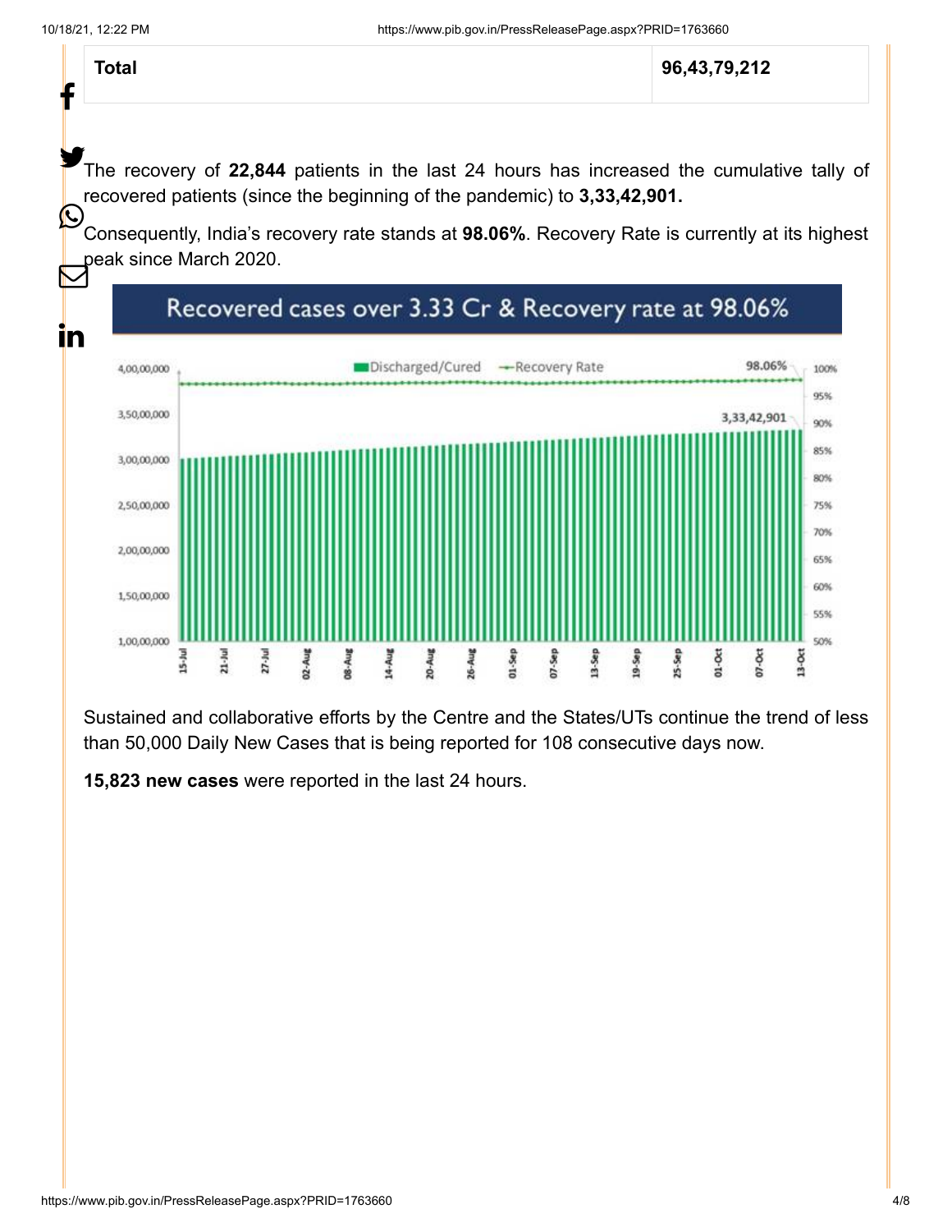| Total | 96,43,79,212 |
| --- | --- |

The recovery of **22,844** patients in the last 24 hours has increased the cumulative tally of recovered patients (since the beginning of the pandemic) to **3,33,42,901.**

Consequently, India's recovery rate stands at **98.06%**. Recovery Rate is currently at its highest peak since March 2020.

Sustained and collaborative efforts by the Centre and the States/UTs continue the trend of less than 50,000 Daily New Cases that is being reported for 108 consecutive days now.

**15,823 new cases** were reported in the last 24 hours.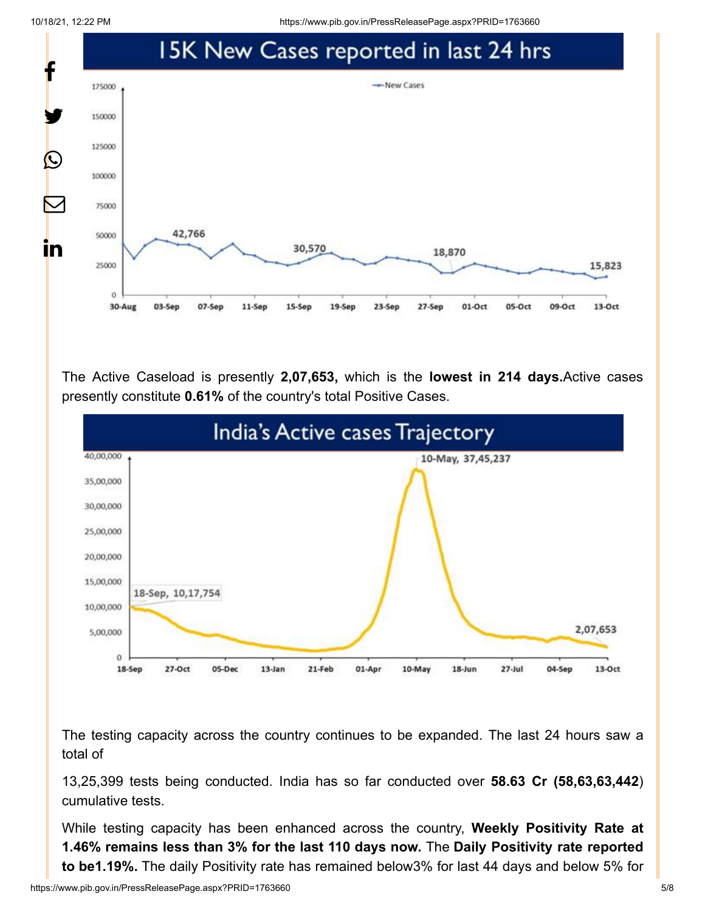## 15K New Cases reported in last 24 hrs

The Active Caseload is presently **2,07,653,** which is the **lowest in 214 days.**Active cases presently constitute **0.61%** of the country's total Positive Cases.

## India's Active cases Trajectory

The testing capacity across the country continues to be expanded. The last 24 hours saw a total of

13,25,399 tests being conducted. India has so far conducted over **58.63 Cr (58,63,63,442**) cumulative tests.

While testing capacity has been enhanced across the country, **Weekly Positivity Rate at 1.46% remains less than 3% for the last 110 days now.** The **Daily Positivity rate reported to be1.19%.** The daily Positivity rate has remained below3% for last 44 days and below 5% for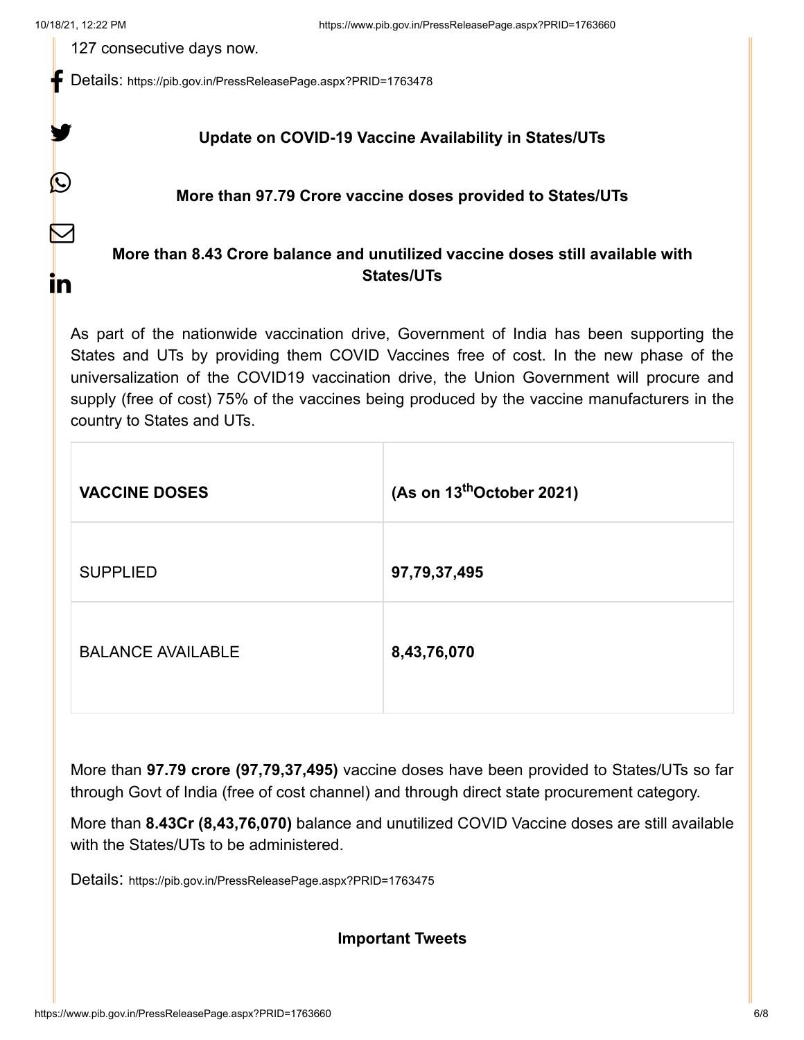127 consecutive days now.

Details: https://pib.gov.in/PressReleasePage.aspx?PRID=1763478

**Update on COVID-19 Vaccine Availability in States/UTs**

**More than 97.79 Crore vaccine doses provided to States/UTs**

**More than 8.43 Crore balance and unutilized vaccine doses still available with States/UTs**

As part of the nationwide vaccination drive, Government of India has been supporting the States and UTs by providing them COVID Vaccines free of cost. In the new phase of the universalization of the COVID19 vaccination drive, the Union Government will procure and supply (free of cost) 75% of the vaccines being produced by the vaccine manufacturers in the country to States and UTs.

| VACCINE DOSES | (As on 13th October 2021) |
|---|---|
| SUPPLIED | **97,79,37,495** |
| BALANCE AVAILABLE | **8,43,76,070** |

More than **97.79 crore (97,79,37,495)** vaccine doses have been provided to States/UTs so far through Govt of India (free of cost channel) and through direct state procurement category.

More than **8.43Cr (8,43,76,070)** balance and unutilized COVID Vaccine doses are still available with the States/UTs to be administered.

Details: https://pib.gov.in/PressReleasePage.aspx?PRID=1763475

**Important Tweets**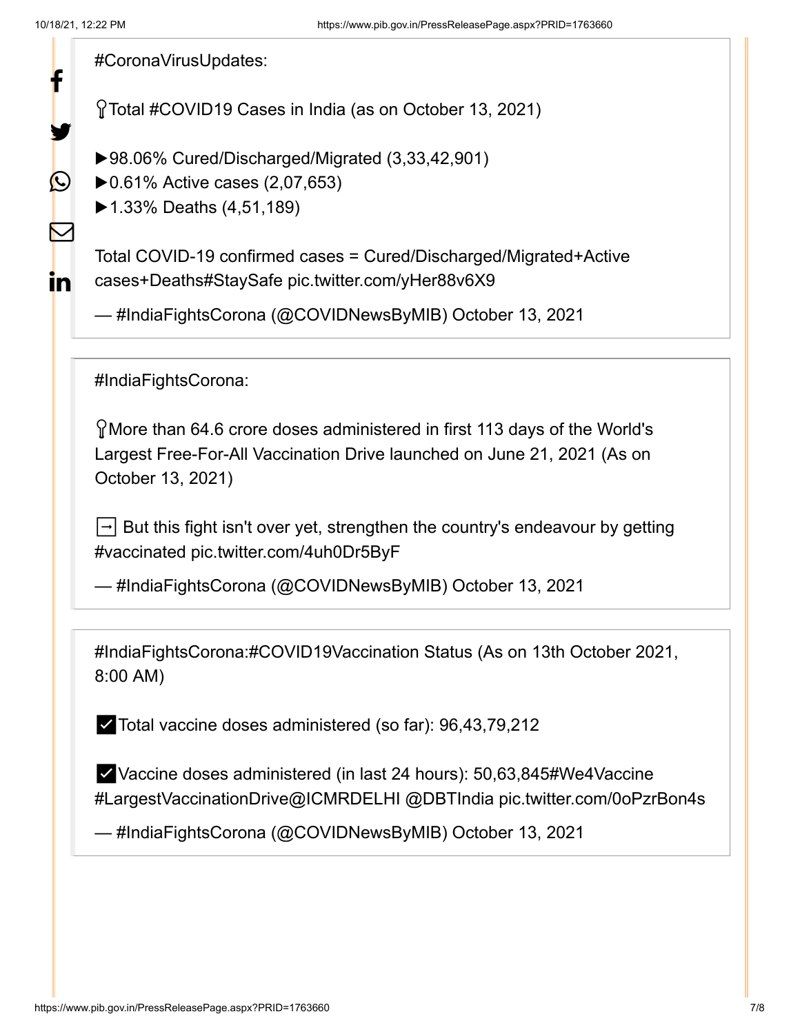#CoronaVirusUpdates:

Total #COVID19 Cases in India (as on October 13, 2021)

▶98.06% Cured/Discharged/Migrated (3,33,42,901)
▶0.61% Active cases (2,07,653)
▶1.33% Deaths (4,51,189)

Total COVID-19 confirmed cases = Cured/Discharged/Migrated+Active cases+Deaths#StaySafe pic.twitter.com/yHer88v6X9

— #IndiaFightsCorona (@COVIDNewsByMIB) October 13, 2021

#IndiaFightsCorona:

More than 64.6 crore doses administered in first 113 days of the World's Largest Free-For-All Vaccination Drive launched on June 21, 2021 (As on October 13, 2021)

→ But this fight isn't over yet, strengthen the country's endeavour by getting #vaccinated pic.twitter.com/4uh0Dr5ByF

— #IndiaFightsCorona (@COVIDNewsByMIB) October 13, 2021

#IndiaFightsCorona:#COVID19Vaccination Status (As on 13th October 2021, 8:00 AM)

✅Total vaccine doses administered (so far): 96,43,79,212

✅Vaccine doses administered (in last 24 hours): 50,63,845#We4Vaccine #LargestVaccinationDrive@ICMRDELHI @DBTIndia pic.twitter.com/0oPzrBon4s

— #IndiaFightsCorona (@COVIDNewsByMIB) October 13, 2021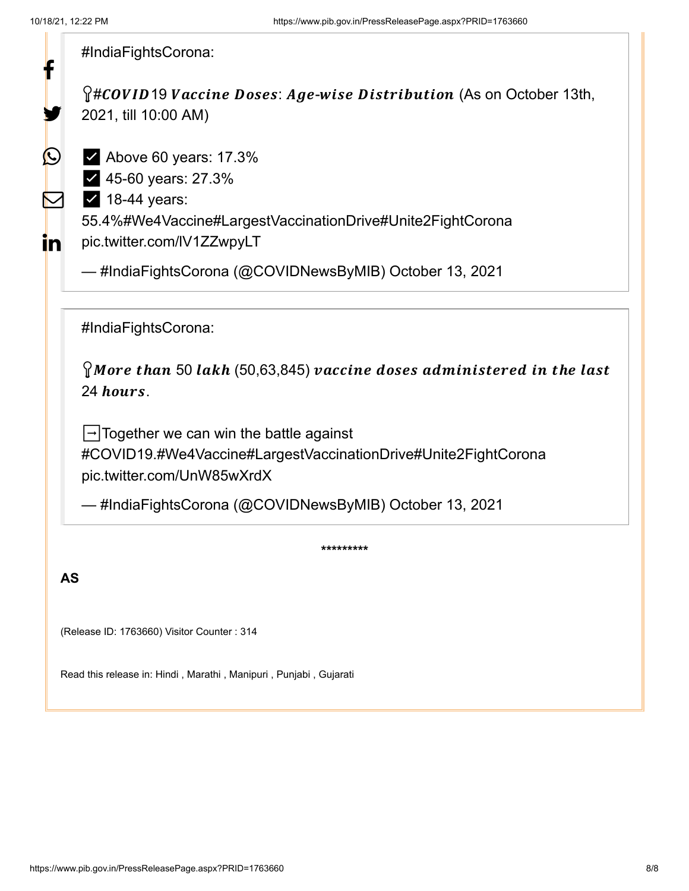#IndiaFightsCorona:

💡#𝑪𝑶𝑽𝑰𝑫19 𝑽𝒂𝒄𝒄𝒊𝒏𝒆 𝑫𝒐𝒔𝒆𝒔: 𝑨𝒈𝒆-𝒘𝒊𝒔𝒆 𝑫𝒊𝒔𝒕𝒓𝒊𝒃𝒖𝒕𝒊𝒐𝒏 (As on October 13th, 2021, till 10:00 AM)

✅ Above 60 years: 17.3%
✅ 45-60 years: 27.3%
✅ 18-44 years: 55.4%#We4Vaccine#LargestVaccinationDrive#Unite2FightCorona pic.twitter.com/lV1ZZwpyLT

— #IndiaFightsCorona (@COVIDNewsByMIB) October 13, 2021

#IndiaFightsCorona:

💡𝑴𝒐𝒓𝒆 𝒕𝒉𝒂𝒏 50 𝒍𝒂𝒌𝒉 (50,63,845) 𝒗𝒂𝒄𝒄𝒊𝒏𝒆 𝒅𝒐𝒔𝒆𝒔 𝒂𝒅𝒎𝒊𝒏𝒊𝒔𝒕𝒆𝒓𝒆𝒅 𝒊𝒏 𝒕𝒉𝒆 𝒍𝒂𝒔𝒕 24 𝒉𝒐𝒖𝒓𝒔.

➡️Together we can win the battle against #COVID19.#We4Vaccine#LargestVaccinationDrive#Unite2FightCorona pic.twitter.com/UnW85wXrdX

— #IndiaFightsCorona (@COVIDNewsByMIB) October 13, 2021

*********

**AS**

(Release ID: 1763660) Visitor Counter : 314

Read this release in: Hindi , Marathi , Manipuri , Punjabi , Gujarati